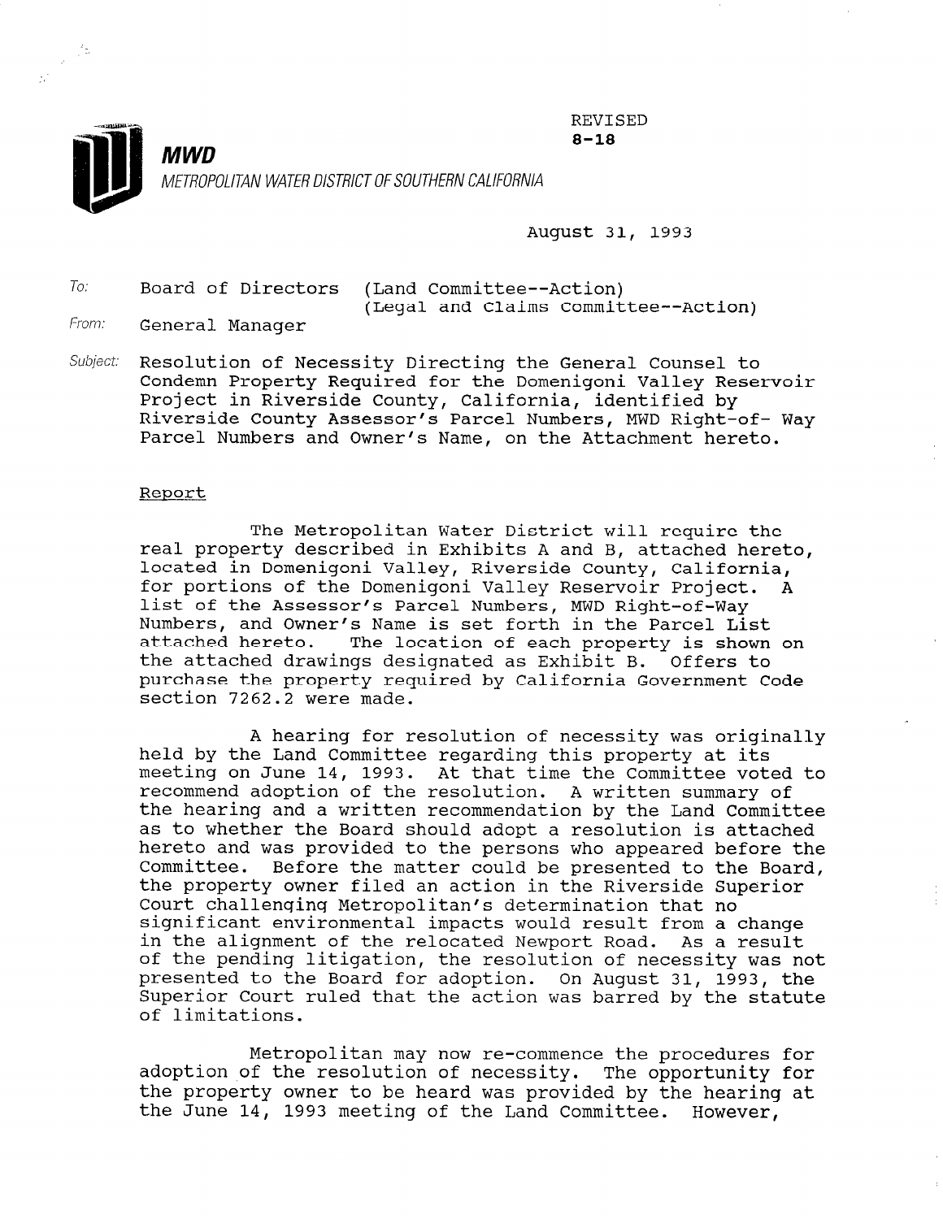REVISED
**8-18**

**MWD**
METROPOLITAN WATER DISTRICT OF SOUTHERN CALIFORNIA

August 31, 1993

To: Board of Directors (Land Committee--Action)
(Legal and Claims Committee--Action)

From: General Manager

Subject: Resolution of Necessity Directing the General Counsel to Condemn Property Required for the Domenigoni Valley Reservoir Project in Riverside County, California, identified by Riverside County Assessor's Parcel Numbers, MWD Right-of- Way Parcel Numbers and Owner's Name, on the Attachment hereto.

Report

The Metropolitan Water District will require the real property described in Exhibits A and B, attached hereto, located in Domenigoni Valley, Riverside County, California, for portions of the Domenigoni Valley Reservoir Project. A list of the Assessor's Parcel Numbers, MWD Right-of-Way Numbers, and Owner's Name is set forth in the Parcel List attached hereto. The location of each property is shown on the attached drawings designated as Exhibit B. Offers to purchase the property required by California Government Code section 7262.2 were made.

A hearing for resolution of necessity was originally held by the Land Committee regarding this property at its meeting on June 14, 1993. At that time the Committee voted to recommend adoption of the resolution. A written summary of the hearing and a written recommendation by the Land Committee as to whether the Board should adopt a resolution is attached hereto and was provided to the persons who appeared before the Committee. Before the matter could be presented to the Board, the property owner filed an action in the Riverside Superior Court challenging Metropolitan's determination that no significant environmental impacts would result from a change in the alignment of the relocated Newport Road. As a result of the pending litigation, the resolution of necessity was not presented to the Board for adoption. On August 31, 1993, the Superior Court ruled that the action was barred by the statute of limitations.

Metropolitan may now re-commence the procedures for adoption of the resolution of necessity. The opportunity for the property owner to be heard was provided by the hearing at the June 14, 1993 meeting of the Land Committee. However,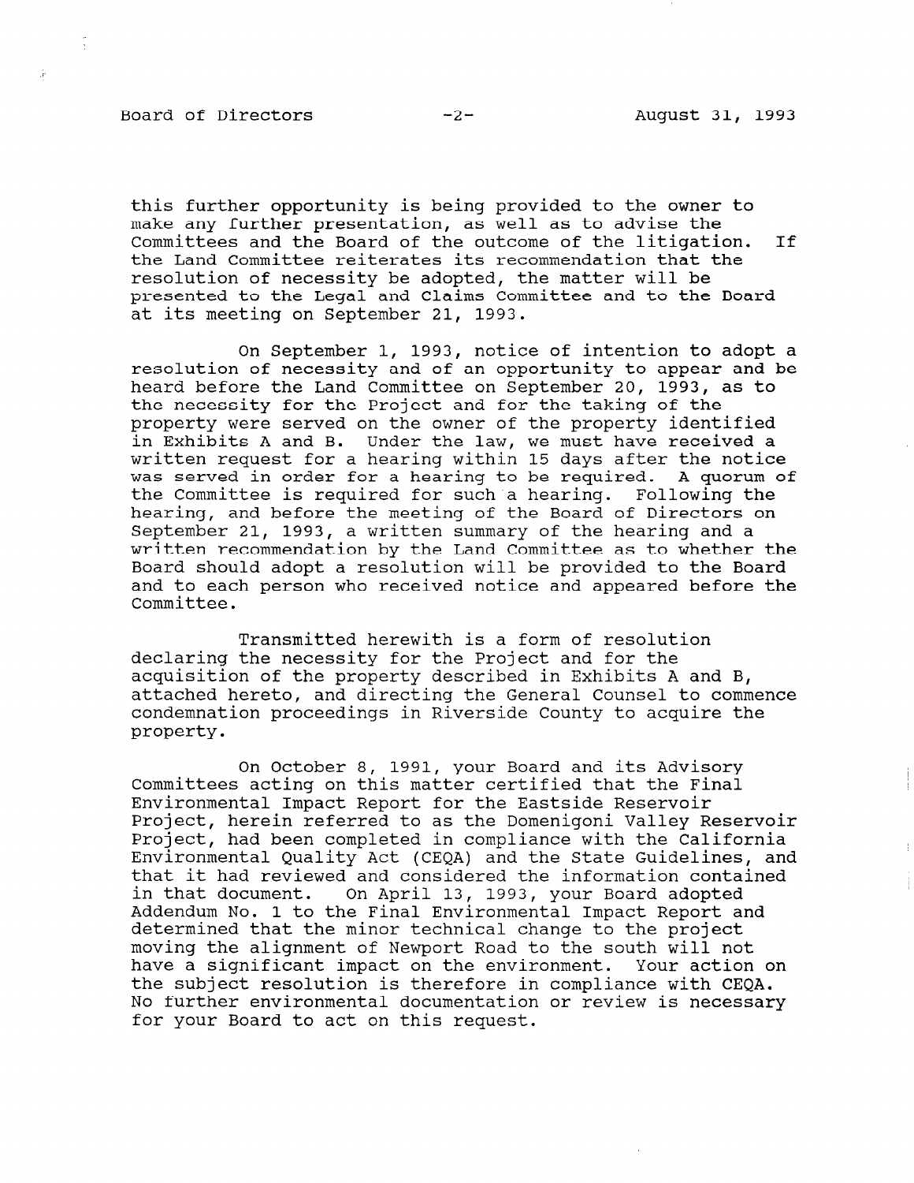this further opportunity is being provided to the owner to make any further presentation, as well as to advise the Committees and the Board of the outcome of the litigation. If the Land Committee reiterates its recommendation that the resolution of necessity be adopted, the matter will be presented to the Legal and Claims Committee and to the Board at its meeting on September 21, 1993.

On September 1, 1993, notice of intention to adopt a resolution of necessity and of an opportunity to appear and be heard before the Land Committee on September 20, 1993, as to the necessity for the Project and for the taking of the property were served on the owner of the property identified in Exhibits A and B. Under the law, we must have received a written request for a hearing within 15 days after the notice was served in order for a hearing to be required. A quorum of the Committee is required for such a hearing. Following the hearing, and before the meeting of the Board of Directors on September 21, 1993, a written summary of the hearing and a written recommendation by the Land Committee as to whether the Board should adopt a resolution will be provided to the Board and to each person who received notice and appeared before the Committee.

Transmitted herewith is a form of resolution declaring the necessity for the Project and for the acquisition of the property described in Exhibits A and B, attached hereto, and directing the General Counsel to commence condemnation proceedings in Riverside County to acquire the property.

On October 8, 1991, your Board and its Advisory Committees acting on this matter certified that the Final Environmental Impact Report for the Eastside Reservoir Project, herein referred to as the Domenigoni Valley Reservoir Project, had been completed in compliance with the California Environmental Quality Act (CEQA) and the State Guidelines, and that it had reviewed and considered the information contained in that document. On April 13, 1993, your Board adopted Addendum No. 1 to the Final Environmental Impact Report and determined that the minor technical change to the project moving the alignment of Newport Road to the south will not have a significant impact on the environment. Your action on the subject resolution is therefore in compliance with CEQA. No further environmental documentation or review is necessary for your Board to act on this request.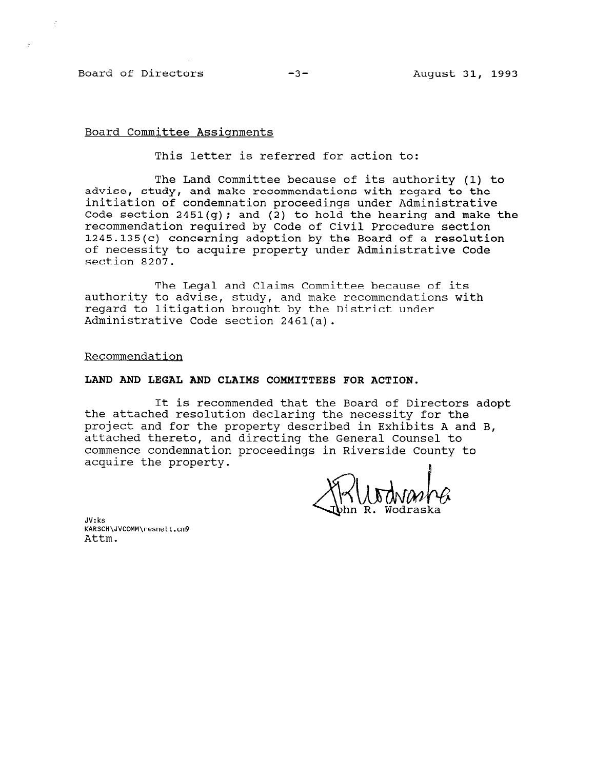Board Committee Assignments

This letter is referred for action to:

The Land Committee because of its authority (1) to advise, study, and make recommendations with regard to the initiation of condemnation proceedings under Administrative Code section 2451(g); and (2) to hold the hearing and make the recommendation required by Code of Civil Procedure section 1245.135(c) concerning adoption by the Board of a resolution of necessity to acquire property under Administrative Code section 8207.

The Legal and Claims Committee because of its authority to advise, study, and make recommendations with regard to litigation brought by the District under Administrative Code section 2461(a).

Recommendation

**LAND AND LEGAL AND CLAIMS COMMITTEES FOR ACTION.**

It is recommended that the Board of Directors adopt the attached resolution declaring the necessity for the project and for the property described in Exhibits A and B, attached thereto, and directing the General Counsel to commence condemnation proceedings in Riverside County to acquire the property.

John R. Wodraska

JV:ks
KARSCH\JVCOMM\resnelt.cm9
Attm.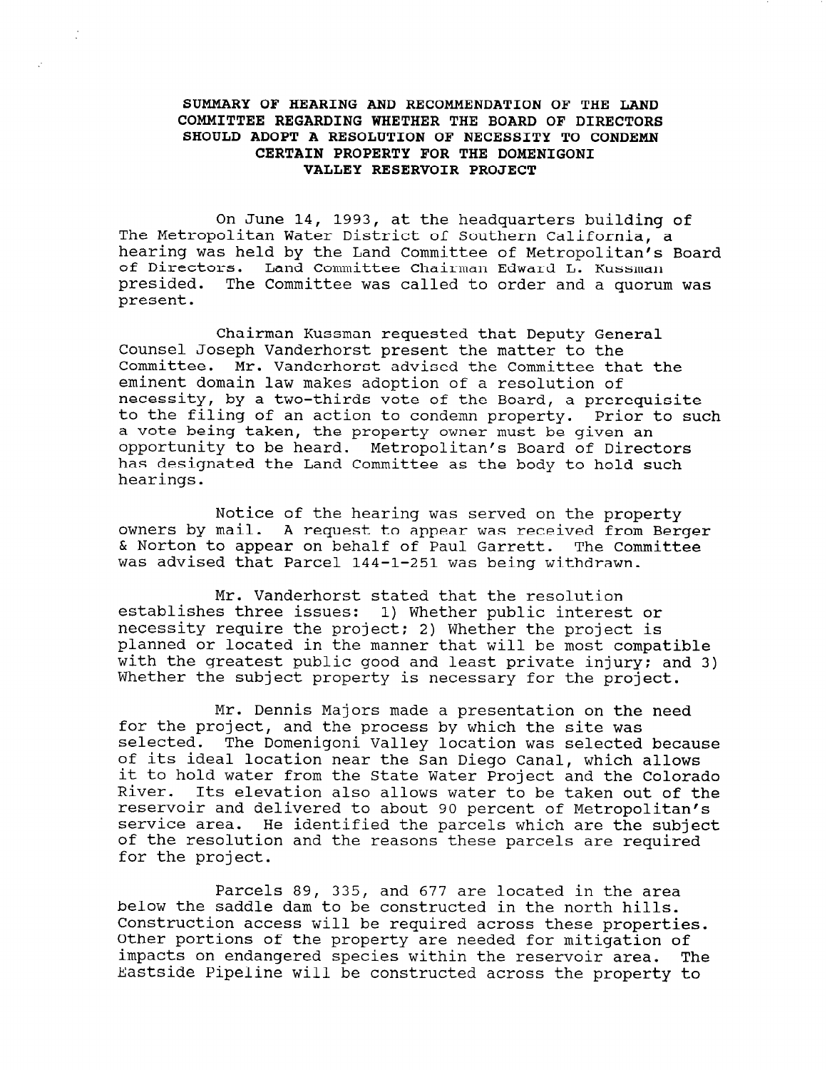**SUMMARY OF HEARING AND RECOMMENDATION OF THE LAND COMMITTEE REGARDING WHETHER THE BOARD OF DIRECTORS SHOULD ADOPT A RESOLUTION OF NECESSITY TO CONDEMN CERTAIN PROPERTY FOR THE DOMENIGONI VALLEY RESERVOIR PROJECT**

On June 14, 1993, at the headquarters building of The Metropolitan Water District of Southern California, a hearing was held by the Land Committee of Metropolitan's Board of Directors. Land Committee Chairman Edward L. Kussman presided. The Committee was called to order and a quorum was present.

Chairman Kussman requested that Deputy General Counsel Joseph Vanderhorst present the matter to the Committee. Mr. Vanderhorst advised the Committee that the eminent domain law makes adoption of a resolution of necessity, by a two-thirds vote of the Board, a prerequisite to the filing of an action to condemn property. Prior to such a vote being taken, the property owner must be given an opportunity to be heard. Metropolitan's Board of Directors has designated the Land Committee as the body to hold such hearings.

Notice of the hearing was served on the property owners by mail. A request to appear was received from Berger & Norton to appear on behalf of Paul Garrett. The Committee was advised that Parcel 144-1-251 was being withdrawn.

Mr. Vanderhorst stated that the resolution establishes three issues: 1) Whether public interest or necessity require the project; 2) Whether the project is planned or located in the manner that will be most compatible with the greatest public good and least private injury; and 3) Whether the subject property is necessary for the project.

Mr. Dennis Majors made a presentation on the need for the project, and the process by which the site was selected. The Domenigoni Valley location was selected because of its ideal location near the San Diego Canal, which allows it to hold water from the State Water Project and the Colorado River. Its elevation also allows water to be taken out of the reservoir and delivered to about 90 percent of Metropolitan's service area. He identified the parcels which are the subject of the resolution and the reasons these parcels are required for the project.

Parcels 89, 335, and 677 are located in the area below the saddle dam to be constructed in the north hills. Construction access will be required across these properties. Other portions of the property are needed for mitigation of impacts on endangered species within the reservoir area. The Eastside Pipeline will be constructed across the property to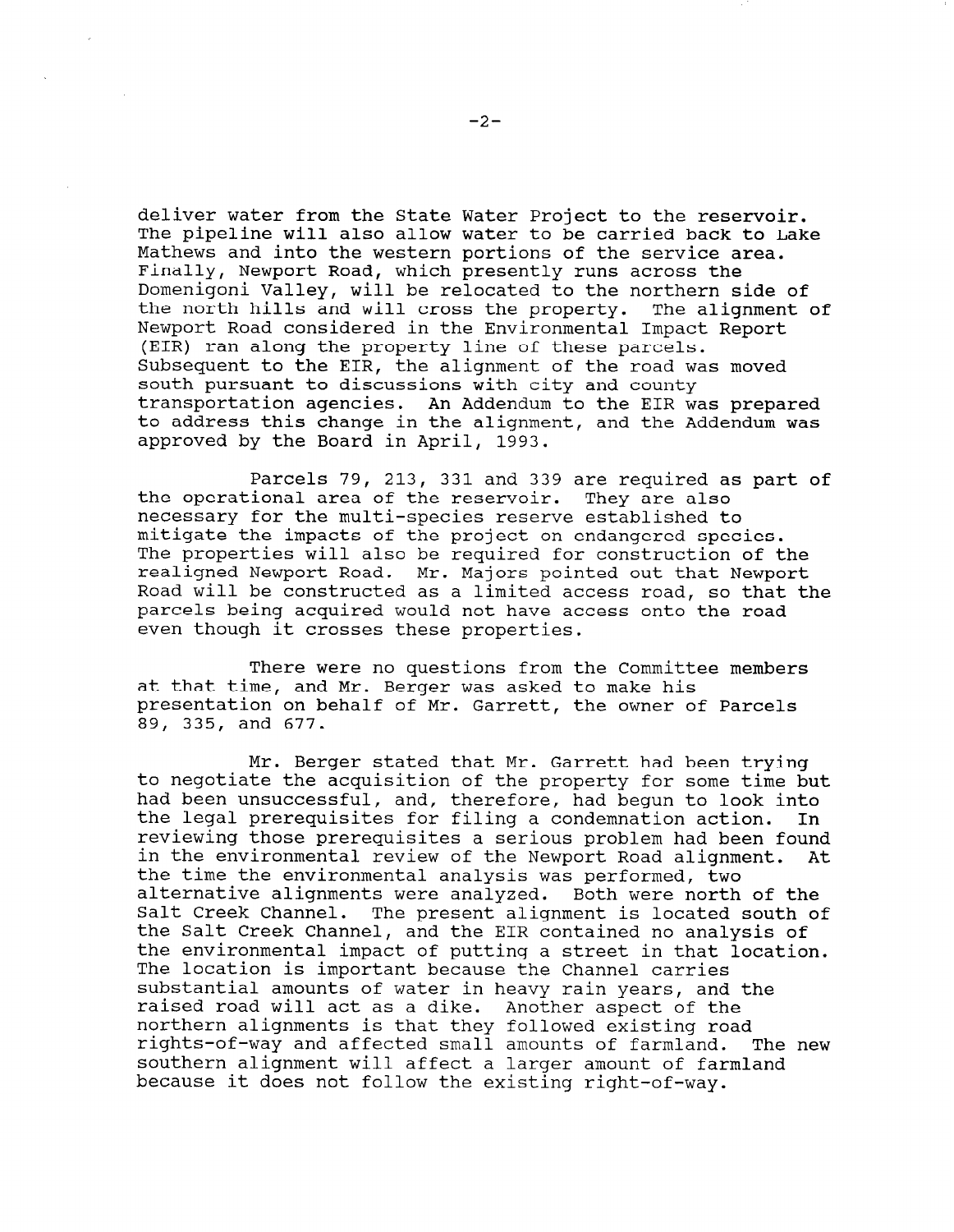deliver water from the State Water Project to the reservoir. The pipeline will also allow water to be carried back to Lake Mathews and into the western portions of the service area. Finally, Newport Road, which presently runs across the Domenigoni Valley, will be relocated to the northern side of the north hills and will cross the property. The alignment of Newport Road considered in the Environmental Impact Report (EIR) ran along the property line of these parcels. Subsequent to the EIR, the alignment of the road was moved south pursuant to discussions with city and county transportation agencies. An Addendum to the EIR was prepared to address this change in the alignment, and the Addendum was approved by the Board in April, 1993.

Parcels 79, 213, 331 and 339 are required as part of the operational area of the reservoir. They are also necessary for the multi-species reserve established to mitigate the impacts of the project on endangered species. The properties will also be required for construction of the realigned Newport Road. Mr. Majors pointed out that Newport Road will be constructed as a limited access road, so that the parcels being acquired would not have access onto the road even though it crosses these properties.

There were no questions from the Committee members at that time, and Mr. Berger was asked to make his presentation on behalf of Mr. Garrett, the owner of Parcels 89, 335, and 677.

Mr. Berger stated that Mr. Garrett had been trying to negotiate the acquisition of the property for some time but had been unsuccessful, and, therefore, had begun to look into the legal prerequisites for filing a condemnation action. In reviewing those prerequisites a serious problem had been found in the environmental review of the Newport Road alignment. At the time the environmental analysis was performed, two alternative alignments were analyzed. Both were north of the Salt Creek Channel. The present alignment is located south of the Salt Creek Channel, and the EIR contained no analysis of the environmental impact of putting a street in that location. The location is important because the Channel carries substantial amounts of water in heavy rain years, and the raised road will act as a dike. Another aspect of the northern alignments is that they followed existing road rights-of-way and affected small amounts of farmland. The new southern alignment will affect a larger amount of farmland because it does not follow the existing right-of-way.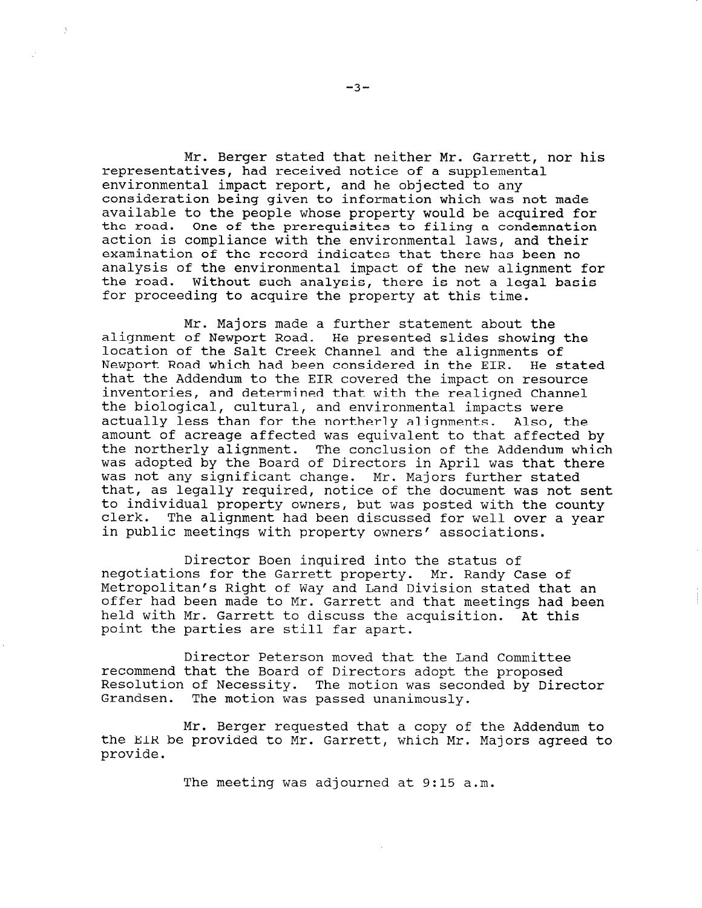Mr. Berger stated that neither Mr. Garrett, nor his representatives, had received notice of a supplemental environmental impact report, and he objected to any consideration being given to information which was not made available to the people whose property would be acquired for the road. One of the prerequisites to filing a condemnation action is compliance with the environmental laws, and their examination of the record indicates that there has been no analysis of the environmental impact of the new alignment for the road. Without such analysis, there is not a legal basis for proceeding to acquire the property at this time.

Mr. Majors made a further statement about the alignment of Newport Road. He presented slides showing the location of the Salt Creek Channel and the alignments of Newport Road which had been considered in the EIR. He stated that the Addendum to the EIR covered the impact on resource inventories, and determined that with the realigned Channel the biological, cultural, and environmental impacts were actually less than for the northerly alignments. Also, the amount of acreage affected was equivalent to that affected by the northerly alignment. The conclusion of the Addendum which was adopted by the Board of Directors in April was that there was not any significant change. Mr. Majors further stated that, as legally required, notice of the document was not sent to individual property owners, but was posted with the county clerk. The alignment had been discussed for well over a year in public meetings with property owners' associations.

Director Boen inquired into the status of negotiations for the Garrett property. Mr. Randy Case of Metropolitan's Right of Way and Land Division stated that an offer had been made to Mr. Garrett and that meetings had been held with Mr. Garrett to discuss the acquisition. At this point the parties are still far apart.

Director Peterson moved that the Land Committee recommend that the Board of Directors adopt the proposed Resolution of Necessity. The motion was seconded by Director Grandsen. The motion was passed unanimously.

Mr. Berger requested that a copy of the Addendum to the EIR be provided to Mr. Garrett, which Mr. Majors agreed to provide.

The meeting was adjourned at 9:15 a.m.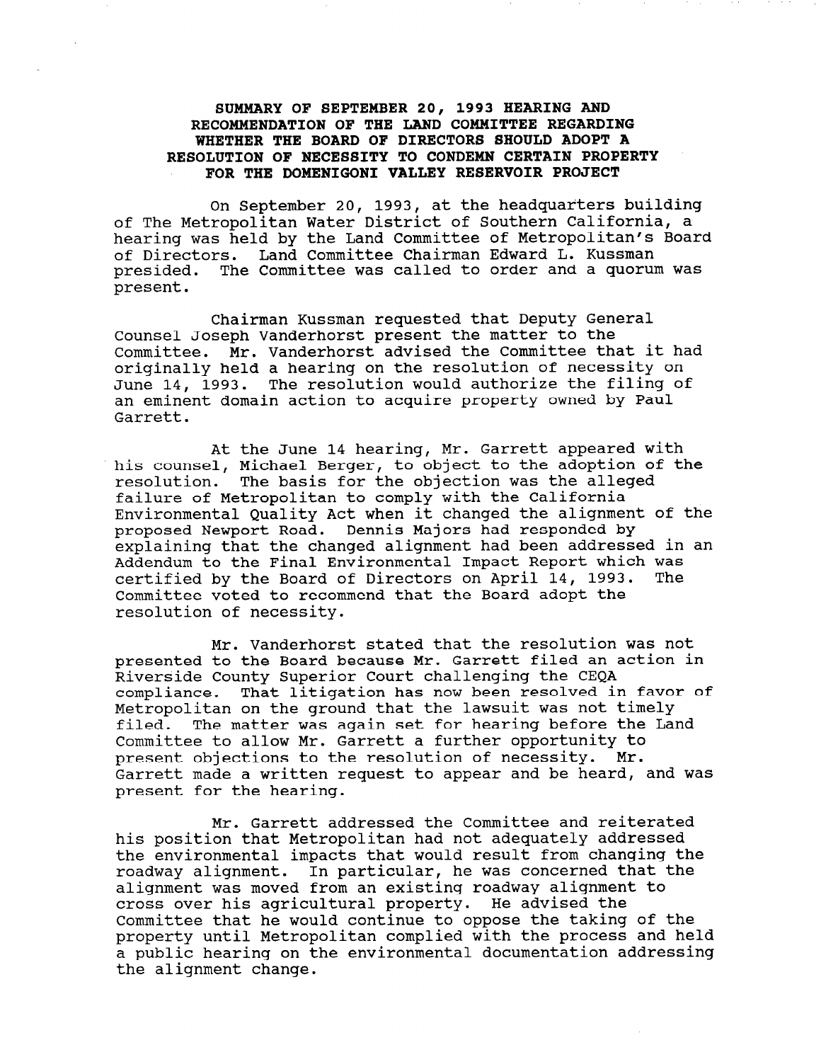**SUMMARY OF SEPTEMBER 20, 1993 HEARING AND RECOMMENDATION OF THE LAND COMMITTEE REGARDING WHETHER THE BOARD OF DIRECTORS SHOULD ADOPT A RESOLUTION OF NECESSITY TO CONDEMN CERTAIN PROPERTY FOR THE DOMENIGONI VALLEY RESERVOIR PROJECT**

On September 20, 1993, at the headquarters building of The Metropolitan Water District of Southern California, a hearing was held by the Land Committee of Metropolitan's Board of Directors. Land Committee Chairman Edward L. Kussman presided. The Committee was called to order and a quorum was present.

Chairman Kussman requested that Deputy General Counsel Joseph Vanderhorst present the matter to the Committee. Mr. Vanderhorst advised the Committee that it had originally held a hearing on the resolution of necessity on June 14, 1993. The resolution would authorize the filing of an eminent domain action to acquire property owned by Paul Garrett.

At the June 14 hearing, Mr. Garrett appeared with his counsel, Michael Berger, to object to the adoption of the resolution. The basis for the objection was the alleged failure of Metropolitan to comply with the California Environmental Quality Act when it changed the alignment of the proposed Newport Road. Dennis Majors had responded by explaining that the changed alignment had been addressed in an Addendum to the Final Environmental Impact Report which was certified by the Board of Directors on April 14, 1993. The Committee voted to recommend that the Board adopt the resolution of necessity.

Mr. Vanderhorst stated that the resolution was not presented to the Board because Mr. Garrett filed an action in Riverside County Superior Court challenging the CEQA compliance. That litigation has now been resolved in favor of Metropolitan on the ground that the lawsuit was not timely filed. The matter was again set for hearing before the Land Committee to allow Mr. Garrett a further opportunity to present objections to the resolution of necessity. Mr. Garrett made a written request to appear and be heard, and was present for the hearing.

Mr. Garrett addressed the Committee and reiterated his position that Metropolitan had not adequately addressed the environmental impacts that would result from changing the roadway alignment. In particular, he was concerned that the alignment was moved from an existing roadway alignment to cross over his agricultural property. He advised the Committee that he would continue to oppose the taking of the property until Metropolitan complied with the process and held a public hearing on the environmental documentation addressing the alignment change.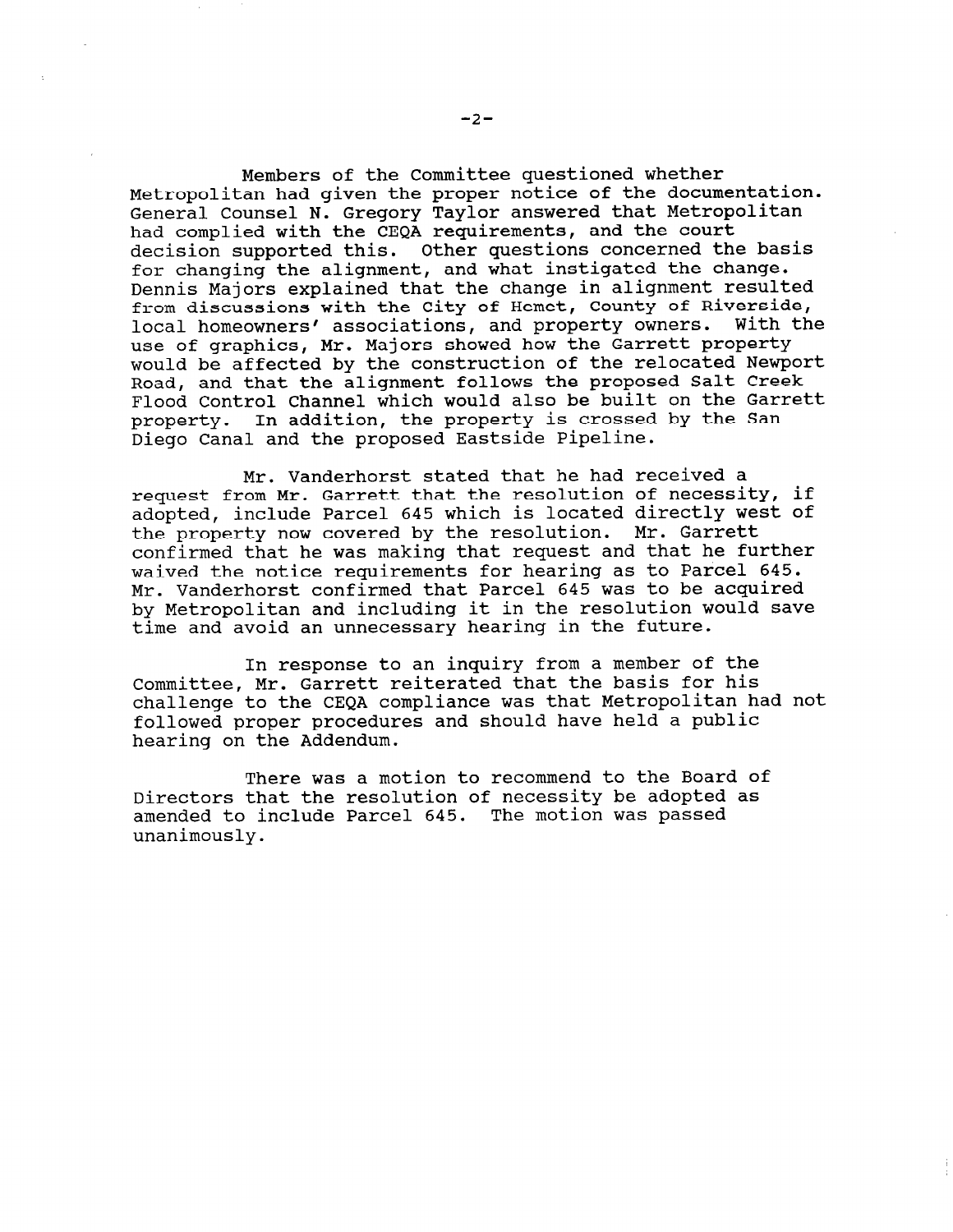Members of the Committee questioned whether Metropolitan had given the proper notice of the documentation. General Counsel N. Gregory Taylor answered that Metropolitan had complied with the CEQA requirements, and the court decision supported this. Other questions concerned the basis for changing the alignment, and what instigated the change. Dennis Majors explained that the change in alignment resulted from discussions with the City of Hemet, County of Riverside, local homeowners' associations, and property owners. With the use of graphics, Mr. Majors showed how the Garrett property would be affected by the construction of the relocated Newport Road, and that the alignment follows the proposed Salt Creek Flood Control Channel which would also be built on the Garrett property. In addition, the property is crossed by the San Diego Canal and the proposed Eastside Pipeline.

Mr. Vanderhorst stated that he had received a request from Mr. Garrett that the resolution of necessity, if adopted, include Parcel 645 which is located directly west of the property now covered by the resolution. Mr. Garrett confirmed that he was making that request and that he further waived the notice requirements for hearing as to Parcel 645. Mr. Vanderhorst confirmed that Parcel 645 was to be acquired by Metropolitan and including it in the resolution would save time and avoid an unnecessary hearing in the future.

In response to an inquiry from a member of the Committee, Mr. Garrett reiterated that the basis for his challenge to the CEQA compliance was that Metropolitan had not followed proper procedures and should have held a public hearing on the Addendum.

There was a motion to recommend to the Board of Directors that the resolution of necessity be adopted as amended to include Parcel 645. The motion was passed unanimously.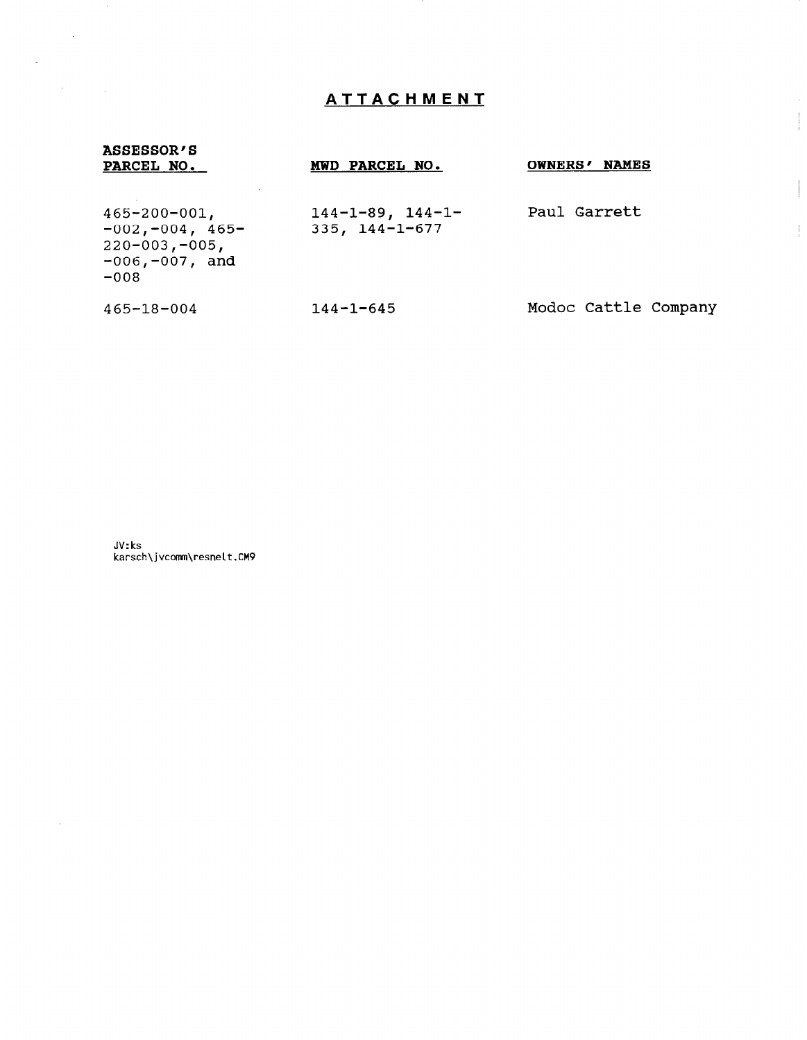## ATTACHMENT

| ASSESSOR'S PARCEL NO. | MWD PARCEL NO. | OWNERS' NAMES |
|---|---|---|
| 465-200-001, -002,-004, 465-220-003,-005, -006,-007, and -008 | 144-1-89, 144-1-335, 144-1-677 | Paul Garrett |
| 465-18-004 | 144-1-645 | Modoc Cattle Company |

JV:ks
karsch\jvcomm\resnelt.CM9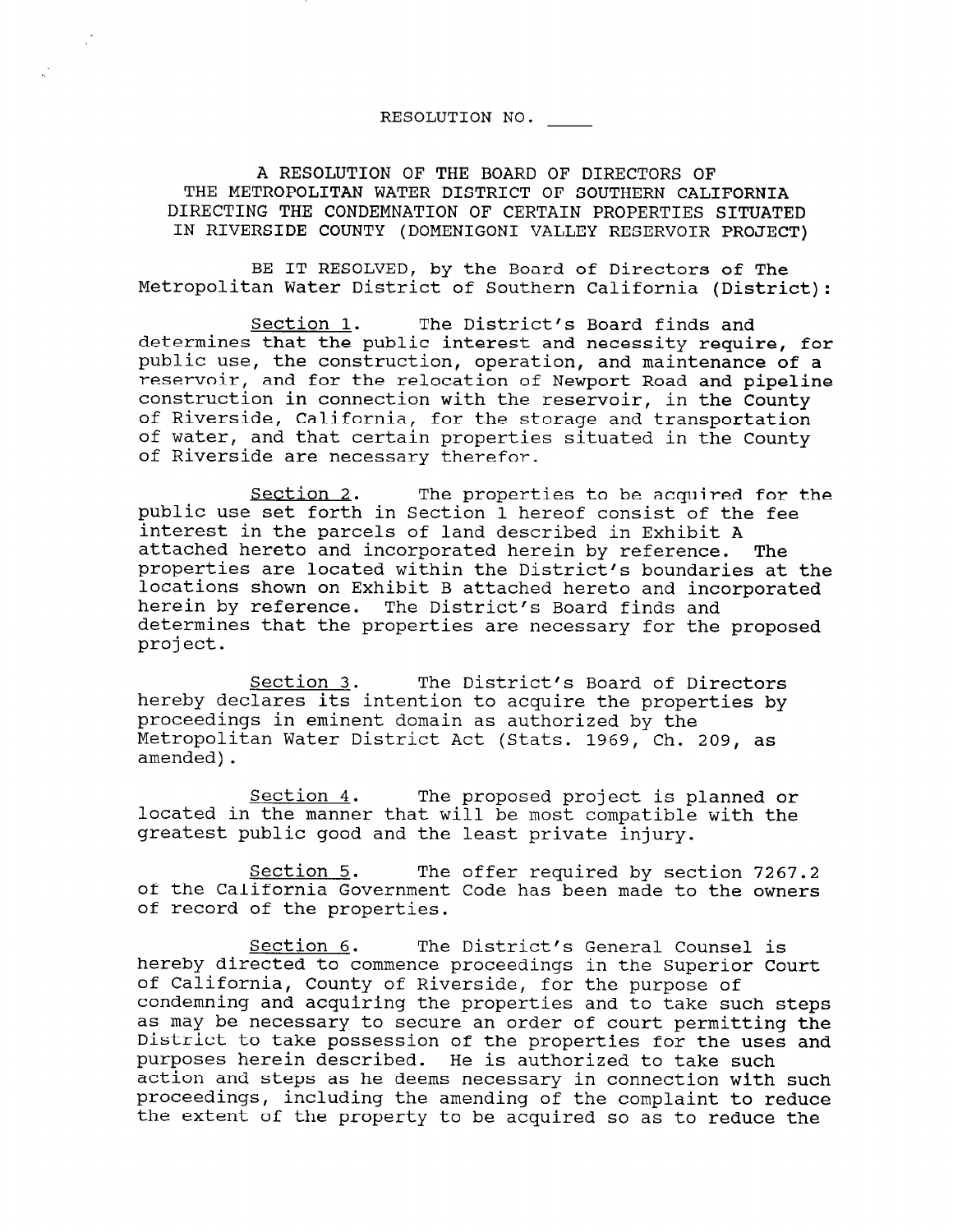RESOLUTION NO. ____

A RESOLUTION OF THE BOARD OF DIRECTORS OF THE METROPOLITAN WATER DISTRICT OF SOUTHERN CALIFORNIA DIRECTING THE CONDEMNATION OF CERTAIN PROPERTIES SITUATED IN RIVERSIDE COUNTY (DOMENIGONI VALLEY RESERVOIR PROJECT)

BE IT RESOLVED, by the Board of Directors of The Metropolitan Water District of Southern California (District):

Section 1. The District's Board finds and determines that the public interest and necessity require, for public use, the construction, operation, and maintenance of a reservoir, and for the relocation of Newport Road and pipeline construction in connection with the reservoir, in the County of Riverside, California, for the storage and transportation of water, and that certain properties situated in the County of Riverside are necessary therefor.

Section 2. The properties to be acquired for the public use set forth in Section 1 hereof consist of the fee interest in the parcels of land described in Exhibit A attached hereto and incorporated herein by reference. The properties are located within the District's boundaries at the locations shown on Exhibit B attached hereto and incorporated herein by reference. The District's Board finds and determines that the properties are necessary for the proposed project.

Section 3. The District's Board of Directors hereby declares its intention to acquire the properties by proceedings in eminent domain as authorized by the Metropolitan Water District Act (Stats. 1969, Ch. 209, as amended).

Section 4. The proposed project is planned or located in the manner that will be most compatible with the greatest public good and the least private injury.

Section 5. The offer required by section 7267.2 of the California Government Code has been made to the owners of record of the properties.

Section 6. The District's General Counsel is hereby directed to commence proceedings in the Superior Court of California, County of Riverside, for the purpose of condemning and acquiring the properties and to take such steps as may be necessary to secure an order of court permitting the District to take possession of the properties for the uses and purposes herein described. He is authorized to take such action and steps as he deems necessary in connection with such proceedings, including the amending of the complaint to reduce the extent of the property to be acquired so as to reduce the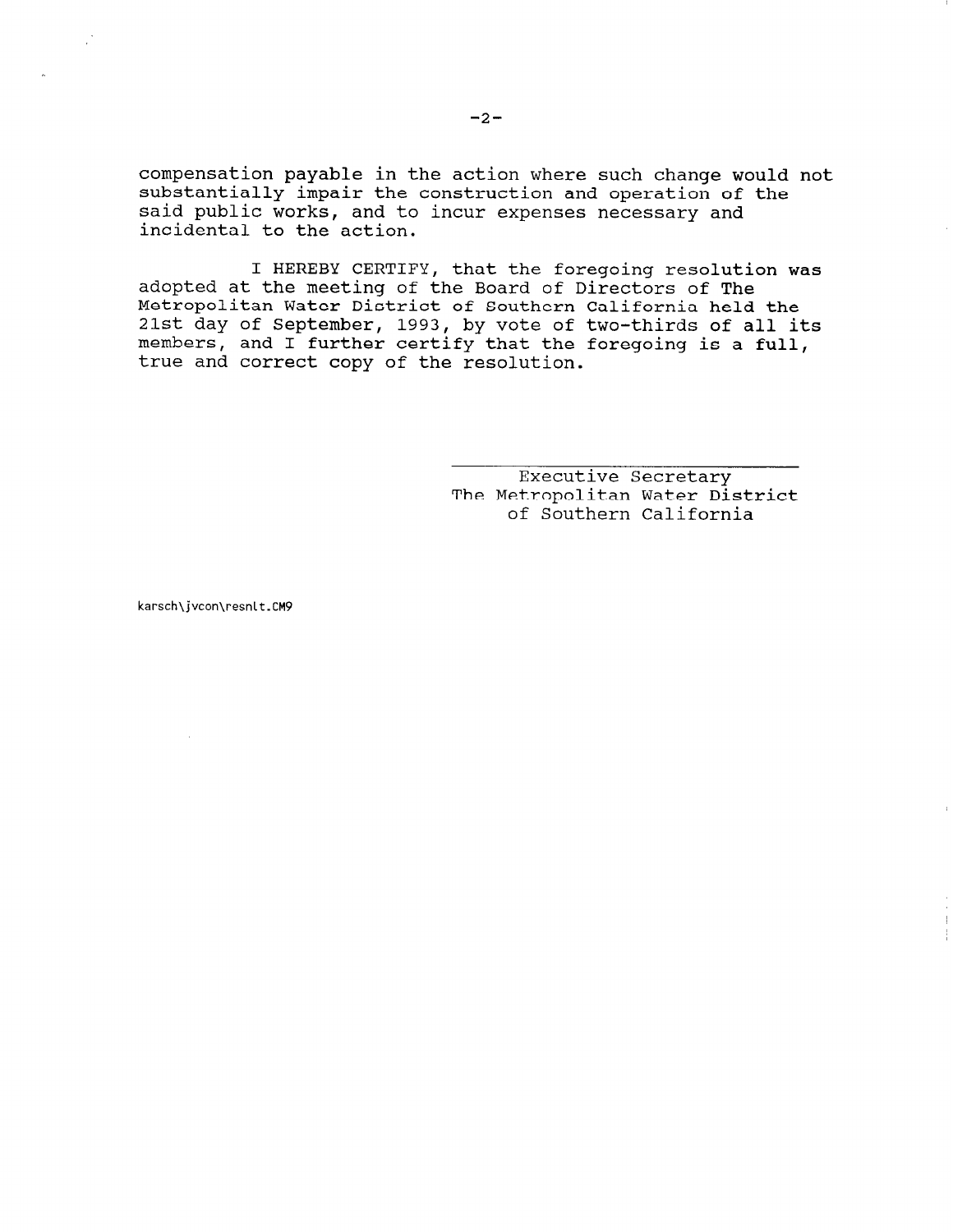compensation payable in the action where such change would not substantially impair the construction and operation of the said public works, and to incur expenses necessary and incidental to the action.

I HEREBY CERTIFY, that the foregoing resolution was adopted at the meeting of the Board of Directors of The Metropolitan Water District of Southern California held the 21st day of September, 1993, by vote of two-thirds of all its members, and I further certify that the foregoing is a full, true and correct copy of the resolution.

Executive Secretary
The Metropolitan Water District
of Southern California

karsch\jvcon\resnlt.CM9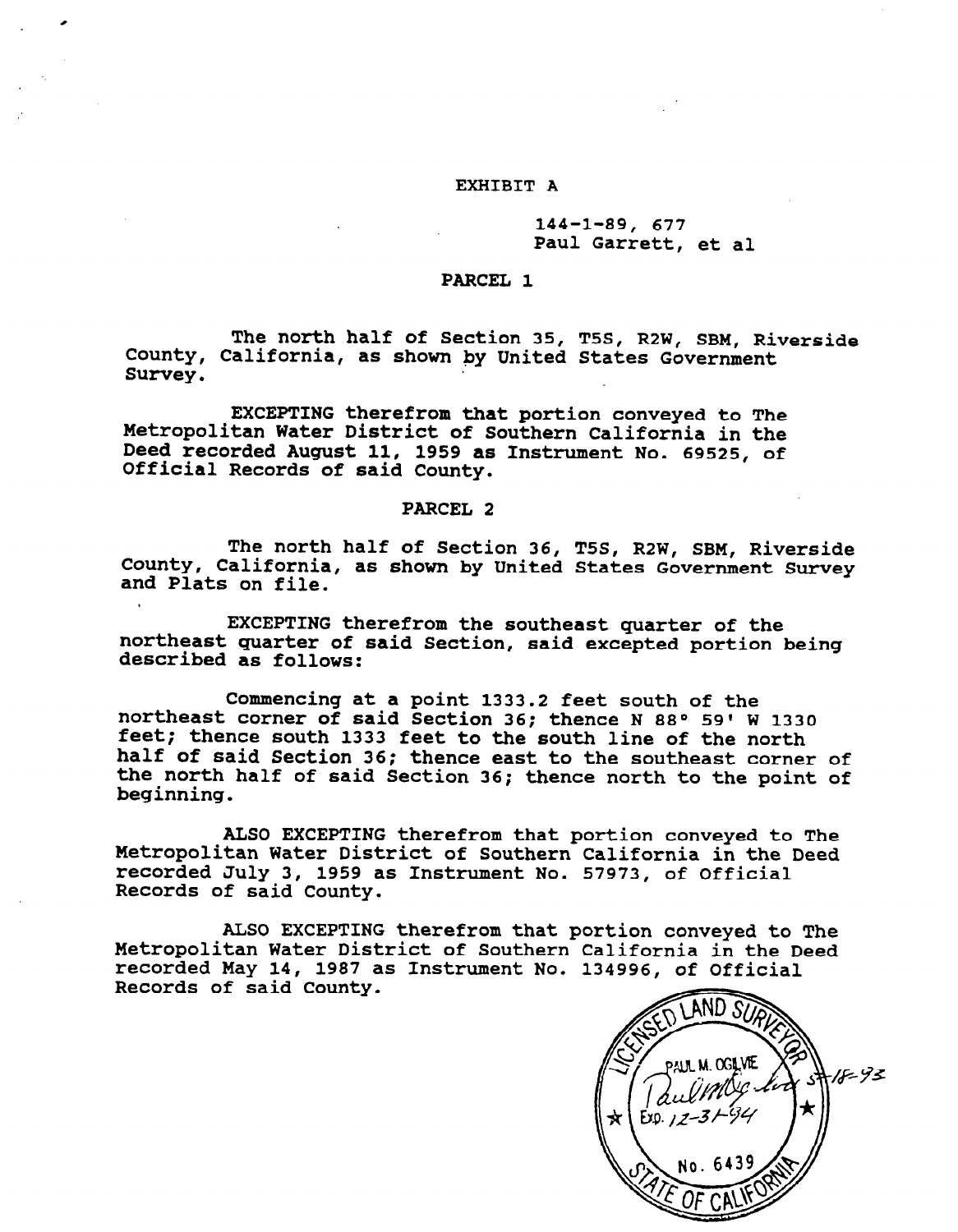EXHIBIT A

144-1-89, 677
Paul Garrett, et al

PARCEL 1

The north half of Section 35, T5S, R2W, SBM, Riverside County, California, as shown by United States Government Survey.

EXCEPTING therefrom that portion conveyed to The Metropolitan Water District of Southern California in the Deed recorded August 11, 1959 as Instrument No. 69525, of Official Records of said County.

PARCEL 2

The north half of Section 36, T5S, R2W, SBM, Riverside County, California, as shown by United States Government Survey and Plats on file.

EXCEPTING therefrom the southeast quarter of the northeast quarter of said Section, said excepted portion being described as follows:

Commencing at a point 1333.2 feet south of the northeast corner of said Section 36; thence N 88° 59' W 1330 feet; thence south 1333 feet to the south line of the north half of said Section 36; thence east to the southeast corner of the north half of said Section 36; thence north to the point of beginning.

ALSO EXCEPTING therefrom that portion conveyed to The Metropolitan Water District of Southern California in the Deed recorded July 3, 1959 as Instrument No. 57973, of Official Records of said County.

ALSO EXCEPTING therefrom that portion conveyed to The Metropolitan Water District of Southern California in the Deed recorded May 14, 1987 as Instrument No. 134996, of Official Records of said County.

LICENSED LAND SURVEYOR
PAUL M. OGILVIE
Exp. 12-31-94
No. 6439
STATE OF CALIFORNIA
5-18-93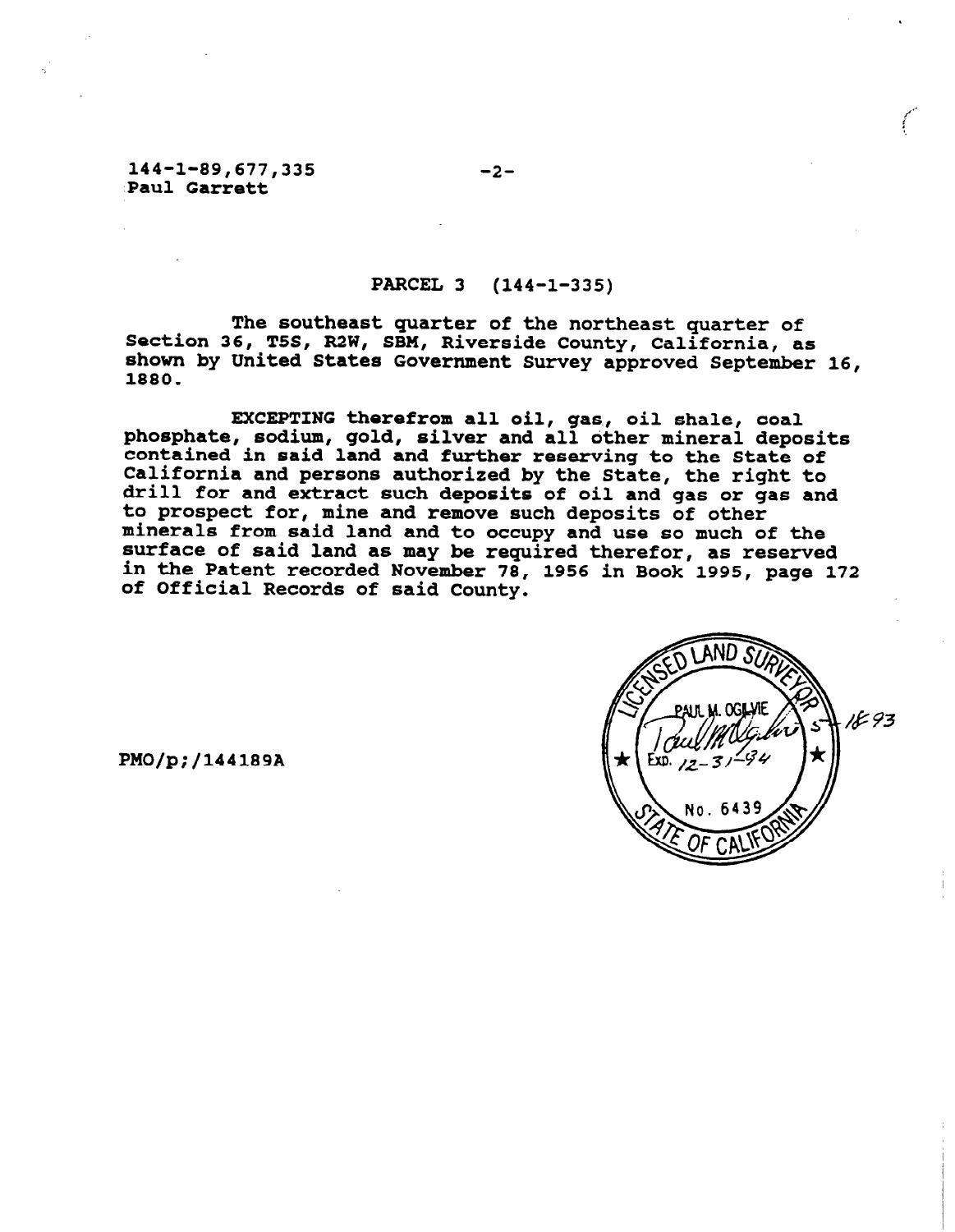144-1-89,677,335
Paul Garrett

## PARCEL 3 (144-1-335)

The southeast quarter of the northeast quarter of Section 36, T5S, R2W, SBM, Riverside County, California, as shown by United States Government Survey approved September 16, 1880.

EXCEPTING therefrom all oil, gas, oil shale, coal phosphate, sodium, gold, silver and all other mineral deposits contained in said land and further reserving to the State of California and persons authorized by the State, the right to drill for and extract such deposits of oil and gas or gas and to prospect for, mine and remove such deposits of other minerals from said land and to occupy and use so much of the surface of said land as may be required therefor, as reserved in the Patent recorded November 78, 1956 in Book 1995, page 172 of Official Records of said County.

LICENSED LAND SURVEYOR
PAUL M. OGILVIE
Exp. 12-31-94
No. 6439
STATE OF CALIFORNIA

5-18-93

PMO/p;/144189A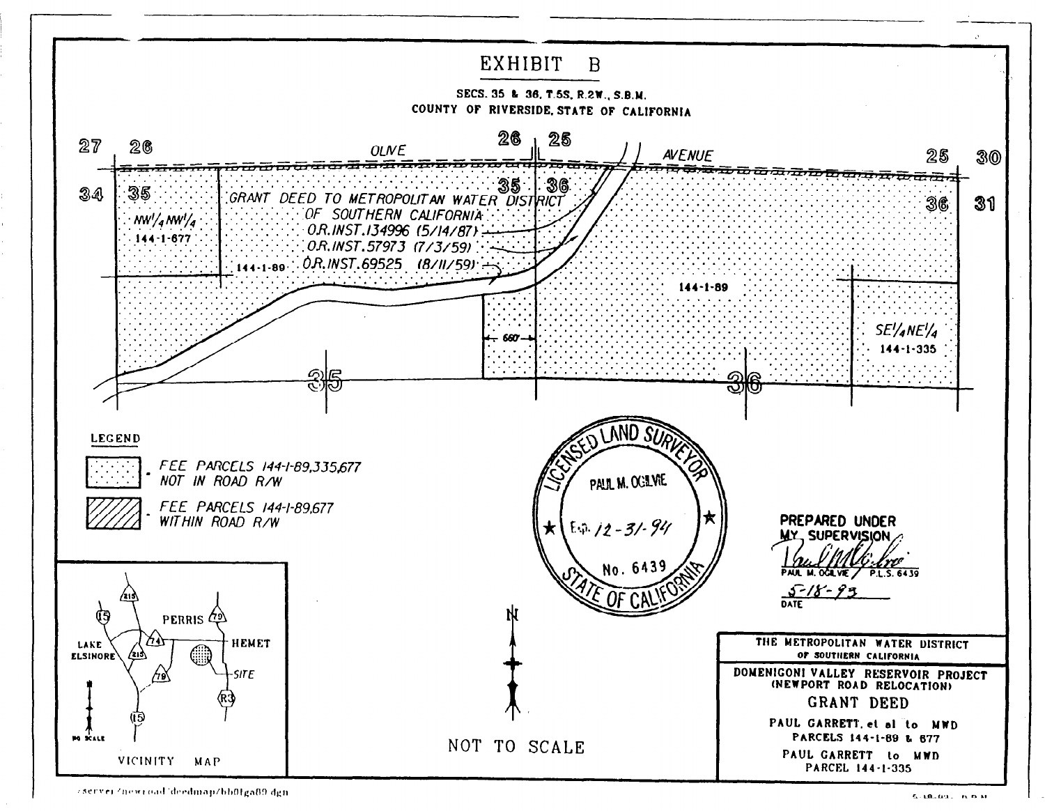# EXHIBIT B

**SECS. 35 & 36, T.5S, R.2W., S.B.M.**
**COUNTY OF RIVERSIDE, STATE OF CALIFORNIA**

27 26 OLIVE 26 25 AVENUE 25 30

34 35 35 36 36 31

NW1/4NW1/4
144-1-677

GRANT DEED TO METROPOLITAN WATER DISTRICT OF SOUTHERN CALIFORNIA
O.R.INST.134996 (5/14/87)
O.R.INST.57973 (7/3/59)
O.R.INST.69525 (8/11/59)

144-1-89

144-1-89

660'

SE1/4NE1/4
144-1-335

35 36

**LEGEND**

- FEE PARCELS 144-1-89,335,677 NOT IN ROAD R/W
- FEE PARCELS 144-1-89,677 WITHIN ROAD R/W

LICENSED LAND SURVEYOR
PAUL M. OGILVIE
Exp. 12-31-94
No. 6439
STATE OF CALIFORNIA

**PREPARED UNDER MY SUPERVISION**

PAUL M. OGILVIE / P.L.S. 6439

5-18-93
DATE

VICINITY MAP

PERRIS, HEMET, LAKE ELSINORE, SITE, 215, 15, 74, 79, R3

NO SCALE

N

NOT TO SCALE

| THE METROPOLITAN WATER DISTRICT OF SOUTHERN CALIFORNIA |
| --- |
| DOMENIGONI VALLEY RESERVOIR PROJECT (NEWPORT ROAD RELOCATION) |
| GRANT DEED |
| PAUL GARRETT, et al to MWD PARCELS 144-1-89 & 677 |
| PAUL GARRETT to MWD PARCEL 144-1-335 |

/server/newroad/deedmap/bb01ga89.dgn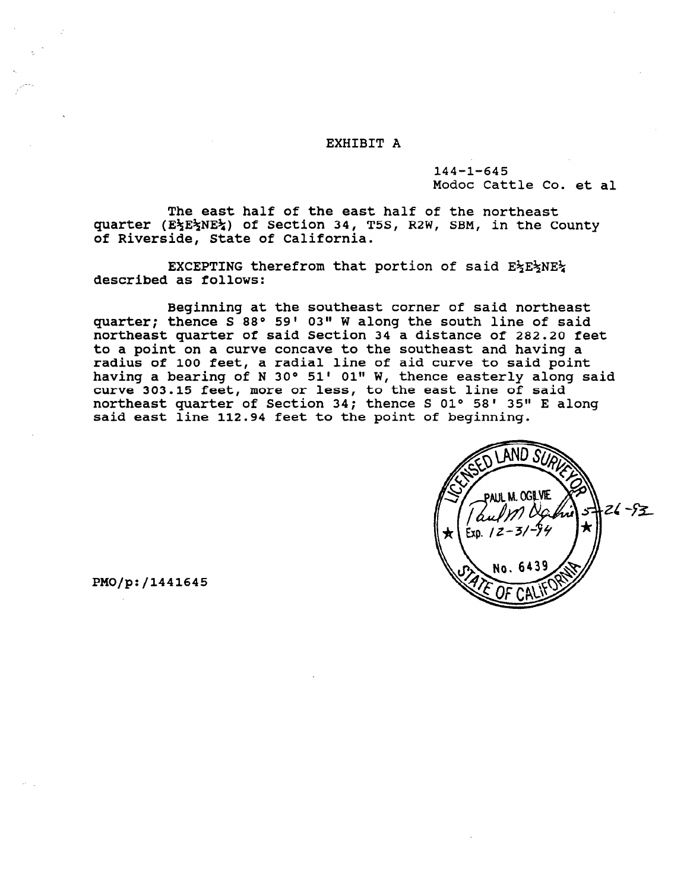# EXHIBIT A

144-1-645
Modoc Cattle Co. et al

The east half of the east half of the northeast quarter ($E\frac{1}{2}E\frac{1}{2}NE\frac{1}{4}$) of Section 34, T5S, R2W, SBM, in the County of Riverside, State of California.

EXCEPTING therefrom that portion of said $E\frac{1}{2}E\frac{1}{2}NE\frac{1}{4}$ described as follows:

Beginning at the southeast corner of said northeast quarter; thence S 88° 59' 03" W along the south line of said northeast quarter of said Section 34 a distance of 282.20 feet to a point on a curve concave to the southeast and having a radius of 100 feet, a radial line of aid curve to said point having a bearing of N 30° 51' 01" W, thence easterly along said curve 303.15 feet, more or less, to the east line of said northeast quarter of Section 34; thence S 01° 58' 35" E along said east line 112.94 feet to the point of beginning.

LICENSED LAND SURVEYOR
PAUL M. OGILVIE
Exp. 12-31-94
No. 6439
STATE OF CALIFORNIA
5-26-93

PMO/p:/1441645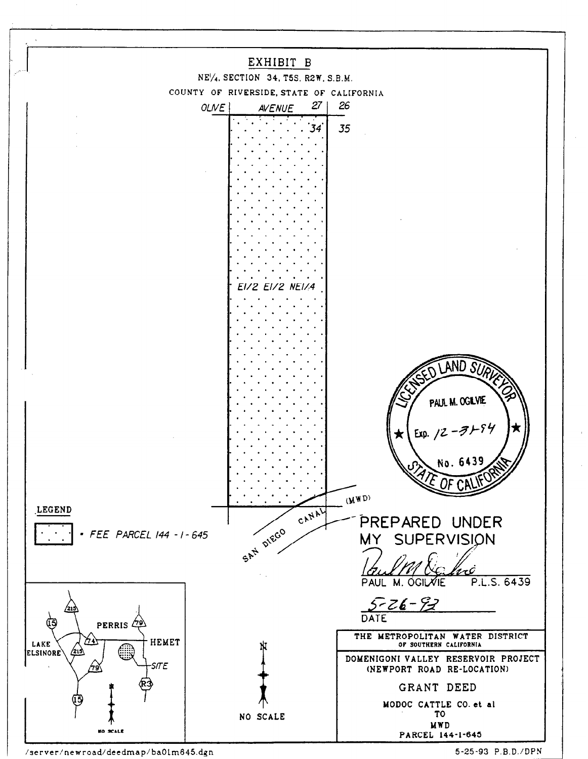# EXHIBIT B

NE¼, SECTION 34, T5S, R2W, S.B.M.

COUNTY OF RIVERSIDE, STATE OF CALIFORNIA

OLIVE AVENUE

27 26

34 35

E1/2 E1/2 NE1/4

SAN DIEGO CANAL (MWD)

LEGEND

FEE PARCEL 144 - 1 - 645

LICENSED LAND SURVEYOR
PAUL M. OGILVIE
Exp. 12-31-94
No. 6439
STATE OF CALIFORNIA

PREPARED UNDER MY SUPERVISION

PAUL M. OGILVIE P.L.S. 6439

5-26-93

DATE

PERRIS

LAKE ELSINORE

HEMET

SITE

15 215 74 79 R3

NO SCALE

N

NO SCALE

THE METROPOLITAN WATER DISTRICT OF SOUTHERN CALIFORNIA

DOMENIGONI VALLEY RESERVOIR PROJECT (NEWPORT ROAD RE-LOCATION)

GRANT DEED

MODOC CATTLE CO. et al
TO
MWD
PARCEL 144-1-645

/server/newroad/deedmap/ba01m645.dgn

5-25-93 P.B.D./DPN